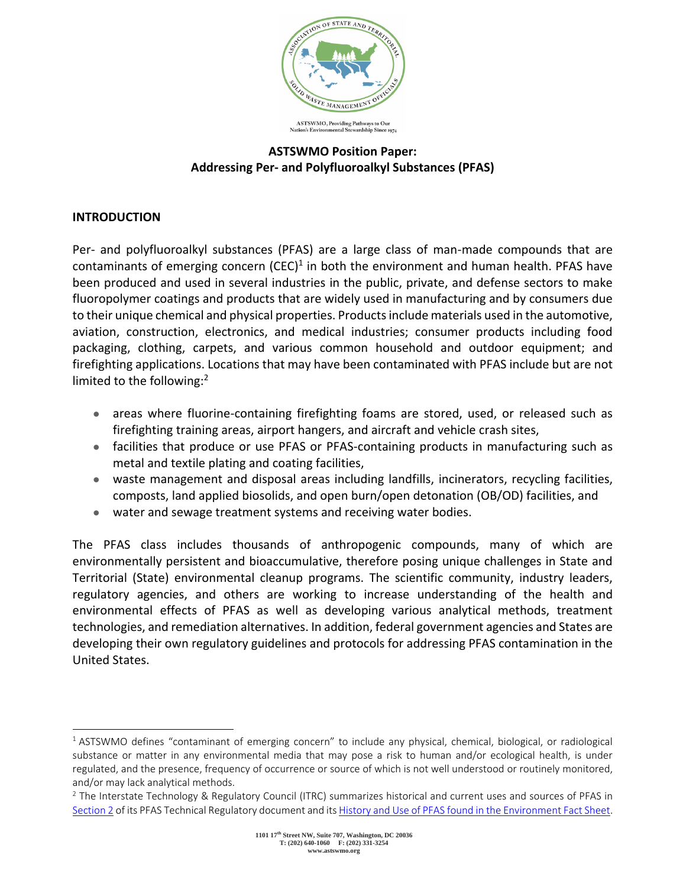ASTSWMO, Providing Pathways to Our Nation's Environmental Stewardship Since 1974

# ASTSWMO Position Paper: Addressing Per- and Polyfluoroalkyl Substances (PFAS)

## INTRODUCTION

Per- and polyfluoroalkyl substances (PFAS) are a large class of man-made compounds that are contaminants of emerging concern (CEC)[1] in both the environment and human health. PFAS have been produced and used in several industries in the public, private, and defense sectors to make fluoropolymer coatings and products that are widely used in manufacturing and by consumers due to their unique chemical and physical properties. Products include materials used in the automotive, aviation, construction, electronics, and medical industries; consumer products including food packaging, clothing, carpets, and various common household and outdoor equipment; and firefighting applications. Locations that may have been contaminated with PFAS include but are not limited to the following:[2]

- areas where fluorine-containing firefighting foams are stored, used, or released such as firefighting training areas, airport hangers, and aircraft and vehicle crash sites,
- facilities that produce or use PFAS or PFAS-containing products in manufacturing such as metal and textile plating and coating facilities,
- waste management and disposal areas including landfills, incinerators, recycling facilities, composts, land applied biosolids, and open burn/open detonation (OB/OD) facilities, and
- water and sewage treatment systems and receiving water bodies.

The PFAS class includes thousands of anthropogenic compounds, many of which are environmentally persistent and bioaccumulative, therefore posing unique challenges in State and Territorial (State) environmental cleanup programs. The scientific community, industry leaders, regulatory agencies, and others are working to increase understanding of the health and environmental effects of PFAS as well as developing various analytical methods, treatment technologies, and remediation alternatives. In addition, federal government agencies and States are developing their own regulatory guidelines and protocols for addressing PFAS contamination in the United States.

---

[1] ASTSWMO defines "contaminant of emerging concern" to include any physical, chemical, biological, or radiological substance or matter in any environmental media that may pose a risk to human and/or ecological health, is under regulated, and the presence, frequency of occurrence or source of which is not well understood or routinely monitored, and/or may lack analytical methods.

[2] The Interstate Technology & Regulatory Council (ITRC) summarizes historical and current uses and sources of PFAS in Section 2 of its PFAS Technical Regulatory document and its History and Use of PFAS found in the Environment Fact Sheet.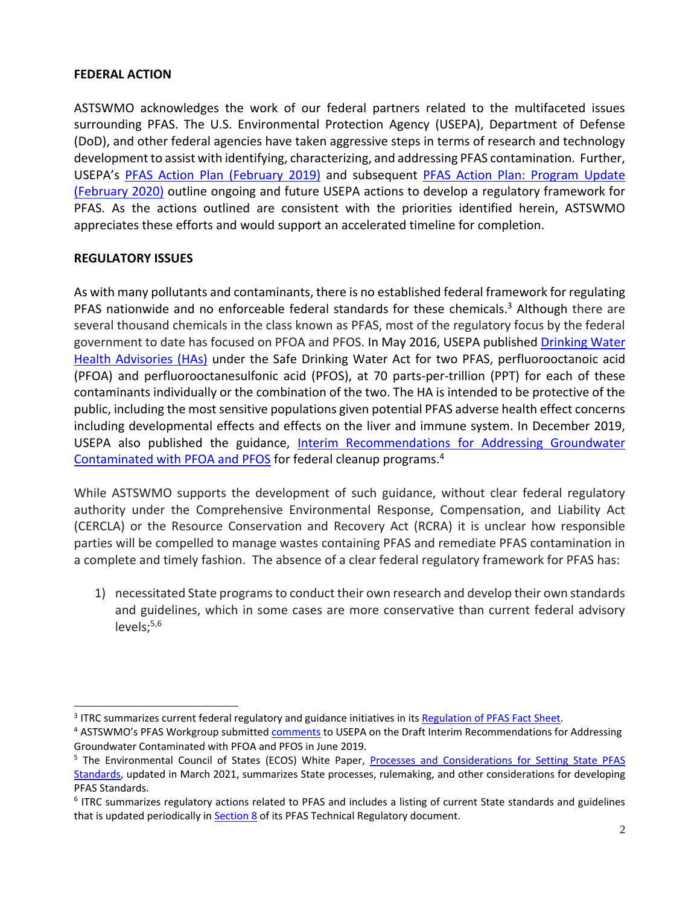**FEDERAL ACTION**

ASTSWMO acknowledges the work of our federal partners related to the multifaceted issues surrounding PFAS. The U.S. Environmental Protection Agency (USEPA), Department of Defense (DoD), and other federal agencies have taken aggressive steps in terms of research and technology development to assist with identifying, characterizing, and addressing PFAS contamination. Further, USEPA's PFAS Action Plan (February 2019) and subsequent PFAS Action Plan: Program Update (February 2020) outline ongoing and future USEPA actions to develop a regulatory framework for PFAS. As the actions outlined are consistent with the priorities identified herein, ASTSWMO appreciates these efforts and would support an accelerated timeline for completion.

**REGULATORY ISSUES**

As with many pollutants and contaminants, there is no established federal framework for regulating PFAS nationwide and no enforceable federal standards for these chemicals.[3] Although there are several thousand chemicals in the class known as PFAS, most of the regulatory focus by the federal government to date has focused on PFOA and PFOS. In May 2016, USEPA published Drinking Water Health Advisories (HAs) under the Safe Drinking Water Act for two PFAS, perfluorooctanoic acid (PFOA) and perfluorooctanesulfonic acid (PFOS), at 70 parts-per-trillion (PPT) for each of these contaminants individually or the combination of the two. The HA is intended to be protective of the public, including the most sensitive populations given potential PFAS adverse health effect concerns including developmental effects and effects on the liver and immune system. In December 2019, USEPA also published the guidance, Interim Recommendations for Addressing Groundwater Contaminated with PFOA and PFOS for federal cleanup programs.[4]

While ASTSWMO supports the development of such guidance, without clear federal regulatory authority under the Comprehensive Environmental Response, Compensation, and Liability Act (CERCLA) or the Resource Conservation and Recovery Act (RCRA) it is unclear how responsible parties will be compelled to manage wastes containing PFAS and remediate PFAS contamination in a complete and timely fashion. The absence of a clear federal regulatory framework for PFAS has:

1) necessitated State programs to conduct their own research and develop their own standards and guidelines, which in some cases are more conservative than current federal advisory levels;[5,6]

---

[3] ITRC summarizes current federal regulatory and guidance initiatives in its Regulation of PFAS Fact Sheet.

[4] ASTSWMO's PFAS Workgroup submitted comments to USEPA on the Draft Interim Recommendations for Addressing Groundwater Contaminated with PFOA and PFOS in June 2019.

[5] The Environmental Council of States (ECOS) White Paper, Processes and Considerations for Setting State PFAS Standards, updated in March 2021, summarizes State processes, rulemaking, and other considerations for developing PFAS Standards.

[6] ITRC summarizes regulatory actions related to PFAS and includes a listing of current State standards and guidelines that is updated periodically in Section 8 of its PFAS Technical Regulatory document.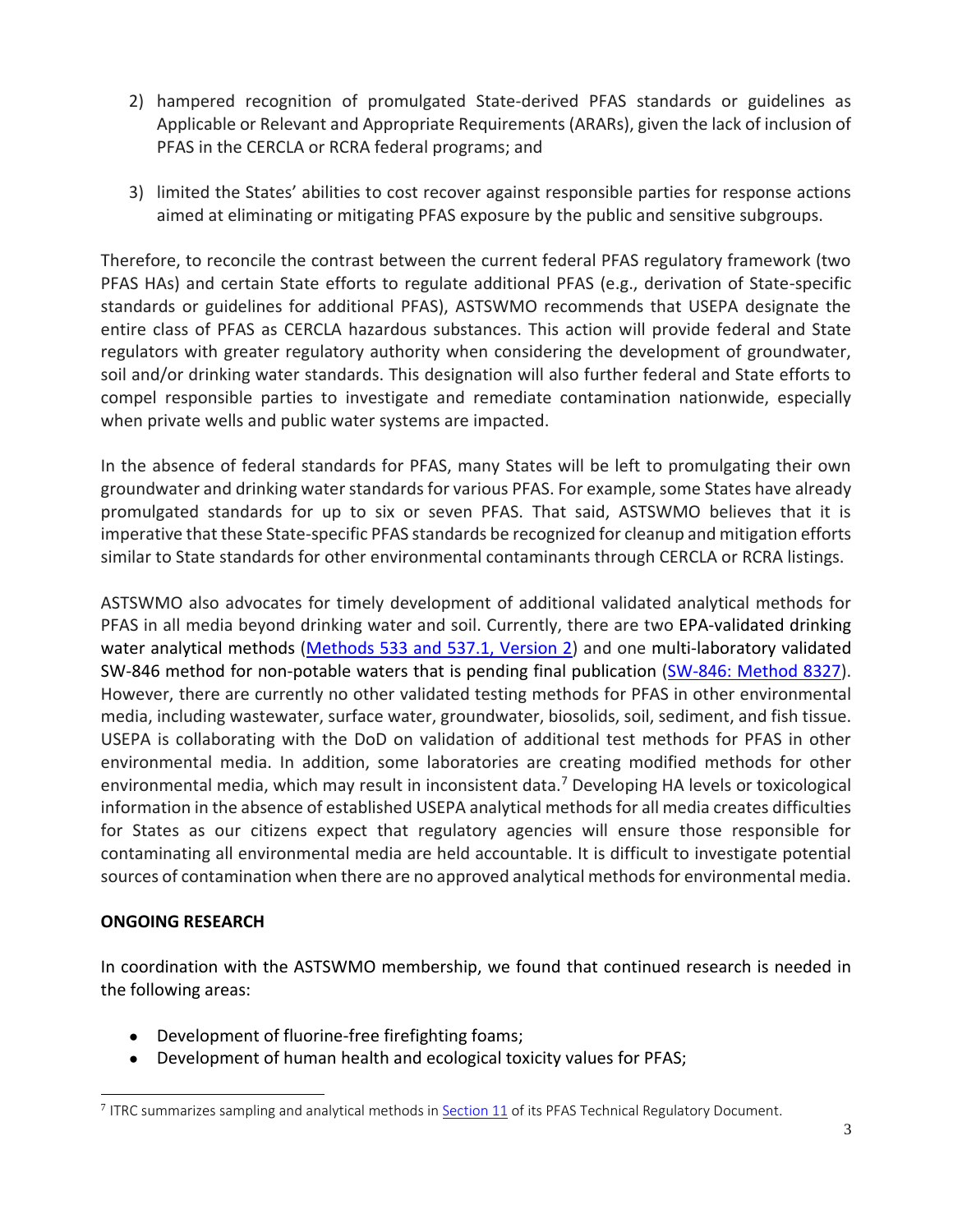2) hampered recognition of promulgated State-derived PFAS standards or guidelines as Applicable or Relevant and Appropriate Requirements (ARARs), given the lack of inclusion of PFAS in the CERCLA or RCRA federal programs; and

3) limited the States' abilities to cost recover against responsible parties for response actions aimed at eliminating or mitigating PFAS exposure by the public and sensitive subgroups.

Therefore, to reconcile the contrast between the current federal PFAS regulatory framework (two PFAS HAs) and certain State efforts to regulate additional PFAS (e.g., derivation of State-specific standards or guidelines for additional PFAS), ASTSWMO recommends that USEPA designate the entire class of PFAS as CERCLA hazardous substances. This action will provide federal and State regulators with greater regulatory authority when considering the development of groundwater, soil and/or drinking water standards. This designation will also further federal and State efforts to compel responsible parties to investigate and remediate contamination nationwide, especially when private wells and public water systems are impacted.

In the absence of federal standards for PFAS, many States will be left to promulgating their own groundwater and drinking water standards for various PFAS. For example, some States have already promulgated standards for up to six or seven PFAS. That said, ASTSWMO believes that it is imperative that these State-specific PFAS standards be recognized for cleanup and mitigation efforts similar to State standards for other environmental contaminants through CERCLA or RCRA listings.

ASTSWMO also advocates for timely development of additional validated analytical methods for PFAS in all media beyond drinking water and soil. Currently, there are two EPA-validated drinking water analytical methods (Methods 533 and 537.1, Version 2) and one multi-laboratory validated SW-846 method for non-potable waters that is pending final publication (SW-846: Method 8327). However, there are currently no other validated testing methods for PFAS in other environmental media, including wastewater, surface water, groundwater, biosolids, soil, sediment, and fish tissue. USEPA is collaborating with the DoD on validation of additional test methods for PFAS in other environmental media. In addition, some laboratories are creating modified methods for other environmental media, which may result in inconsistent data.[7] Developing HA levels or toxicological information in the absence of established USEPA analytical methods for all media creates difficulties for States as our citizens expect that regulatory agencies will ensure those responsible for contaminating all environmental media are held accountable. It is difficult to investigate potential sources of contamination when there are no approved analytical methods for environmental media.

**ONGOING RESEARCH**

In coordination with the ASTSWMO membership, we found that continued research is needed in the following areas:

- Development of fluorine-free firefighting foams;
- Development of human health and ecological toxicity values for PFAS;

[7] ITRC summarizes sampling and analytical methods in Section 11 of its PFAS Technical Regulatory Document.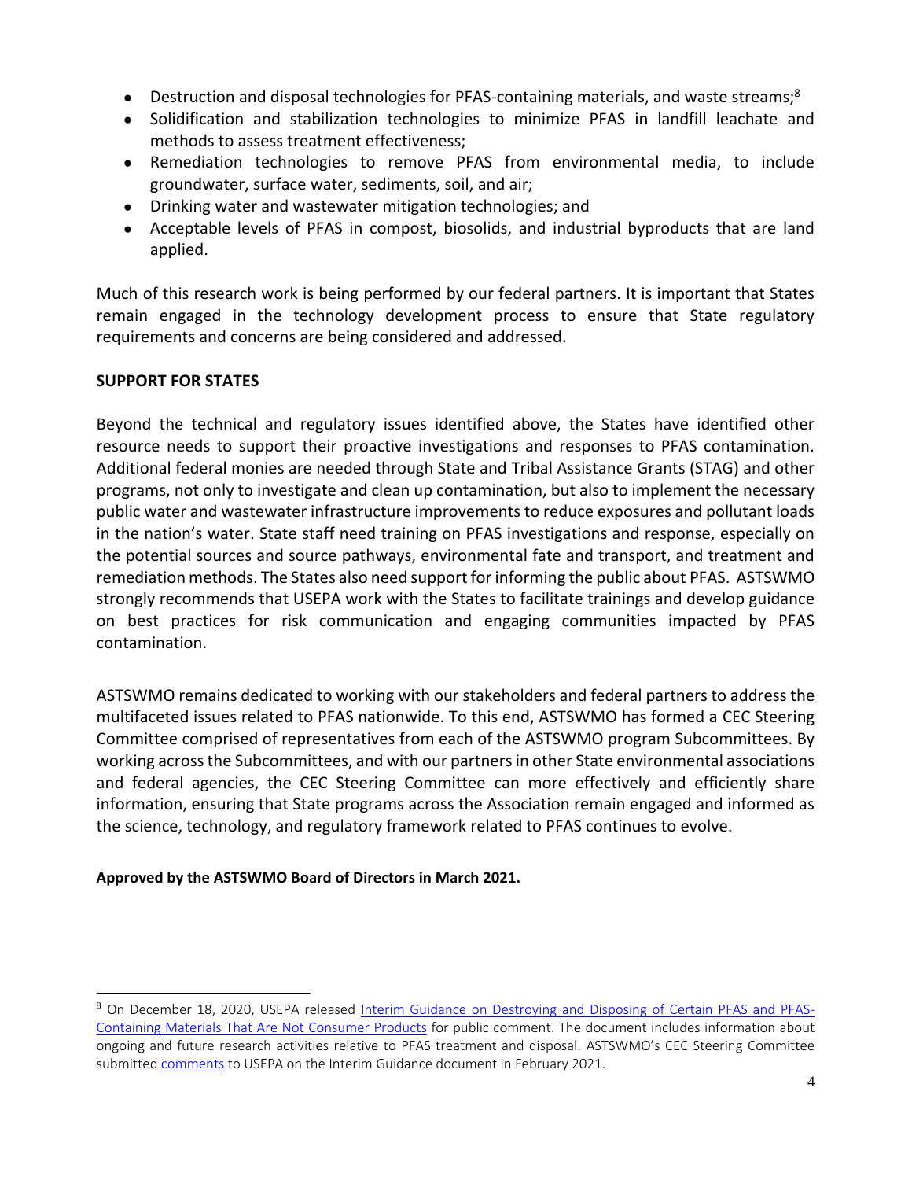- Destruction and disposal technologies for PFAS-containing materials, and waste streams;[8]
- Solidification and stabilization technologies to minimize PFAS in landfill leachate and methods to assess treatment effectiveness;
- Remediation technologies to remove PFAS from environmental media, to include groundwater, surface water, sediments, soil, and air;
- Drinking water and wastewater mitigation technologies; and
- Acceptable levels of PFAS in compost, biosolids, and industrial byproducts that are land applied.

Much of this research work is being performed by our federal partners. It is important that States remain engaged in the technology development process to ensure that State regulatory requirements and concerns are being considered and addressed.

**SUPPORT FOR STATES**

Beyond the technical and regulatory issues identified above, the States have identified other resource needs to support their proactive investigations and responses to PFAS contamination. Additional federal monies are needed through State and Tribal Assistance Grants (STAG) and other programs, not only to investigate and clean up contamination, but also to implement the necessary public water and wastewater infrastructure improvements to reduce exposures and pollutant loads in the nation's water. State staff need training on PFAS investigations and response, especially on the potential sources and source pathways, environmental fate and transport, and treatment and remediation methods. The States also need support for informing the public about PFAS. ASTSWMO strongly recommends that USEPA work with the States to facilitate trainings and develop guidance on best practices for risk communication and engaging communities impacted by PFAS contamination.

ASTSWMO remains dedicated to working with our stakeholders and federal partners to address the multifaceted issues related to PFAS nationwide. To this end, ASTSWMO has formed a CEC Steering Committee comprised of representatives from each of the ASTSWMO program Subcommittees. By working across the Subcommittees, and with our partners in other State environmental associations and federal agencies, the CEC Steering Committee can more effectively and efficiently share information, ensuring that State programs across the Association remain engaged and informed as the science, technology, and regulatory framework related to PFAS continues to evolve.

**Approved by the ASTSWMO Board of Directors in March 2021.**

---

[8] On December 18, 2020, USEPA released Interim Guidance on Destroying and Disposing of Certain PFAS and PFAS-Containing Materials That Are Not Consumer Products for public comment. The document includes information about ongoing and future research activities relative to PFAS treatment and disposal. ASTSWMO's CEC Steering Committee submitted comments to USEPA on the Interim Guidance document in February 2021.